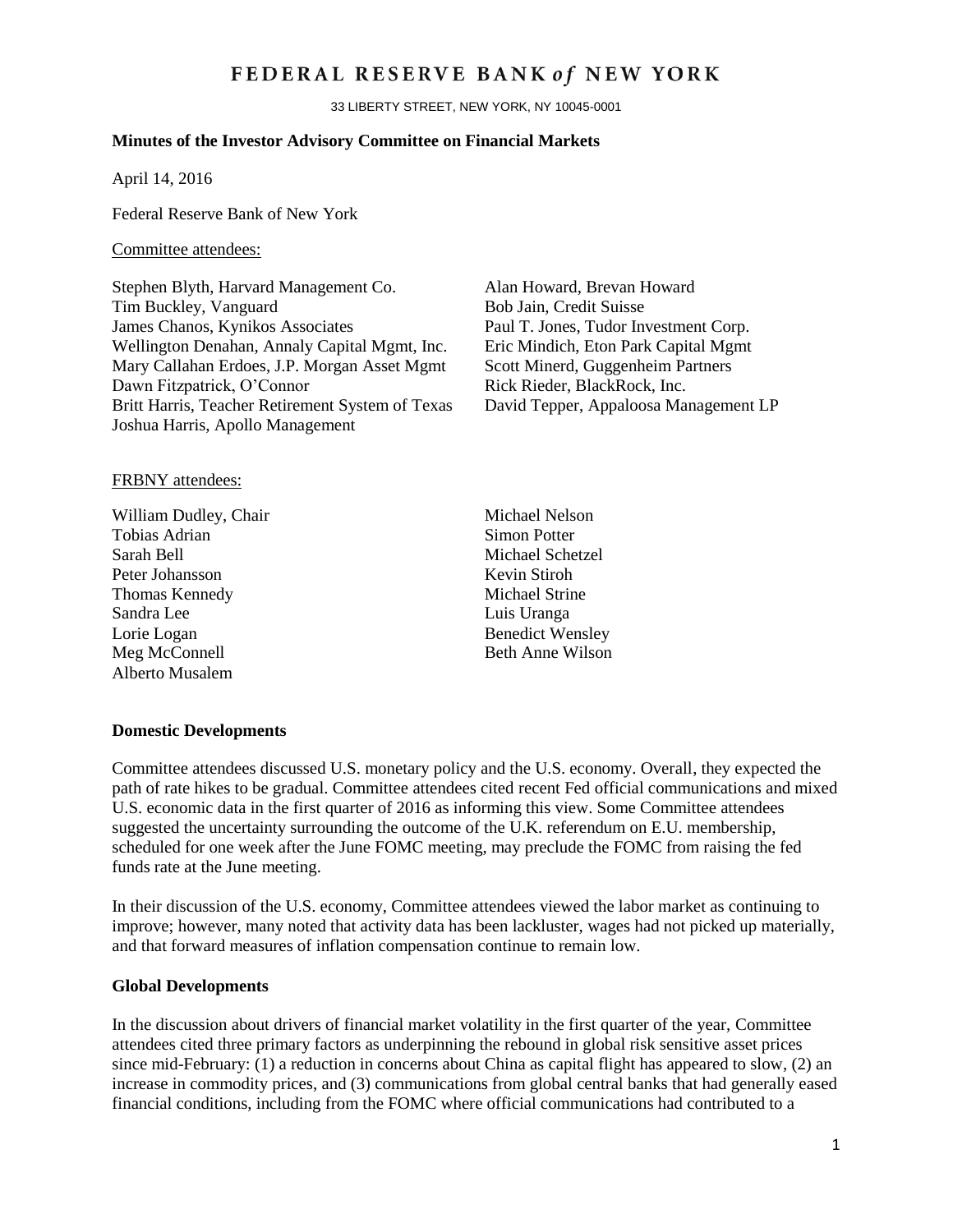# FEDERAL RESERVE BANK *of* NEW YORK

33 LIBERTY STREET, NEW YORK, NY 10045-0001

**Minutes of the Investor Advisory Committee on Financial Markets**

April 14, 2016

Federal Reserve Bank of New York

Committee attendees:

Stephen Blyth, Harvard Management Co.
Tim Buckley, Vanguard
James Chanos, Kynikos Associates
Wellington Denahan, Annaly Capital Mgmt, Inc.
Mary Callahan Erdoes, J.P. Morgan Asset Mgmt
Dawn Fitzpatrick, O'Connor
Britt Harris, Teacher Retirement System of Texas
Joshua Harris, Apollo Management
Alan Howard, Brevan Howard
Bob Jain, Credit Suisse
Paul T. Jones, Tudor Investment Corp.
Eric Mindich, Eton Park Capital Mgmt
Scott Minerd, Guggenheim Partners
Rick Rieder, BlackRock, Inc.
David Tepper, Appaloosa Management LP

FRBNY attendees:

William Dudley, Chair
Tobias Adrian
Sarah Bell
Peter Johansson
Thomas Kennedy
Sandra Lee
Lorie Logan
Meg McConnell
Alberto Musalem
Michael Nelson
Simon Potter
Michael Schetzel
Kevin Stiroh
Michael Strine
Luis Uranga
Benedict Wensley
Beth Anne Wilson

**Domestic Developments**

Committee attendees discussed U.S. monetary policy and the U.S. economy. Overall, they expected the path of rate hikes to be gradual. Committee attendees cited recent Fed official communications and mixed U.S. economic data in the first quarter of 2016 as informing this view. Some Committee attendees suggested the uncertainty surrounding the outcome of the U.K. referendum on E.U. membership, scheduled for one week after the June FOMC meeting, may preclude the FOMC from raising the fed funds rate at the June meeting.

In their discussion of the U.S. economy, Committee attendees viewed the labor market as continuing to improve; however, many noted that activity data has been lackluster, wages had not picked up materially, and that forward measures of inflation compensation continue to remain low.

**Global Developments**

In the discussion about drivers of financial market volatility in the first quarter of the year, Committee attendees cited three primary factors as underpinning the rebound in global risk sensitive asset prices since mid-February: (1) a reduction in concerns about China as capital flight has appeared to slow, (2) an increase in commodity prices, and (3) communications from global central banks that had generally eased financial conditions, including from the FOMC where official communications had contributed to a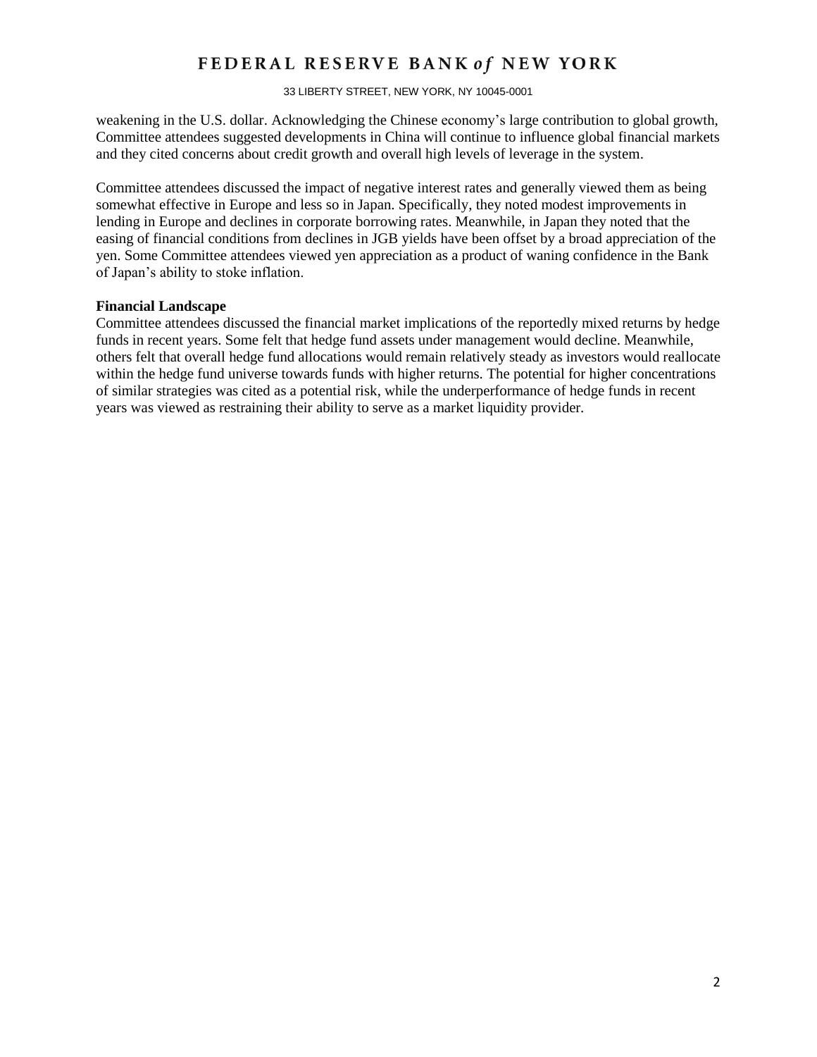weakening in the U.S. dollar. Acknowledging the Chinese economy's large contribution to global growth, Committee attendees suggested developments in China will continue to influence global financial markets and they cited concerns about credit growth and overall high levels of leverage in the system.

Committee attendees discussed the impact of negative interest rates and generally viewed them as being somewhat effective in Europe and less so in Japan. Specifically, they noted modest improvements in lending in Europe and declines in corporate borrowing rates. Meanwhile, in Japan they noted that the easing of financial conditions from declines in JGB yields have been offset by a broad appreciation of the yen. Some Committee attendees viewed yen appreciation as a product of waning confidence in the Bank of Japan's ability to stoke inflation.

**Financial Landscape**

Committee attendees discussed the financial market implications of the reportedly mixed returns by hedge funds in recent years. Some felt that hedge fund assets under management would decline. Meanwhile, others felt that overall hedge fund allocations would remain relatively steady as investors would reallocate within the hedge fund universe towards funds with higher returns. The potential for higher concentrations of similar strategies was cited as a potential risk, while the underperformance of hedge funds in recent years was viewed as restraining their ability to serve as a market liquidity provider.